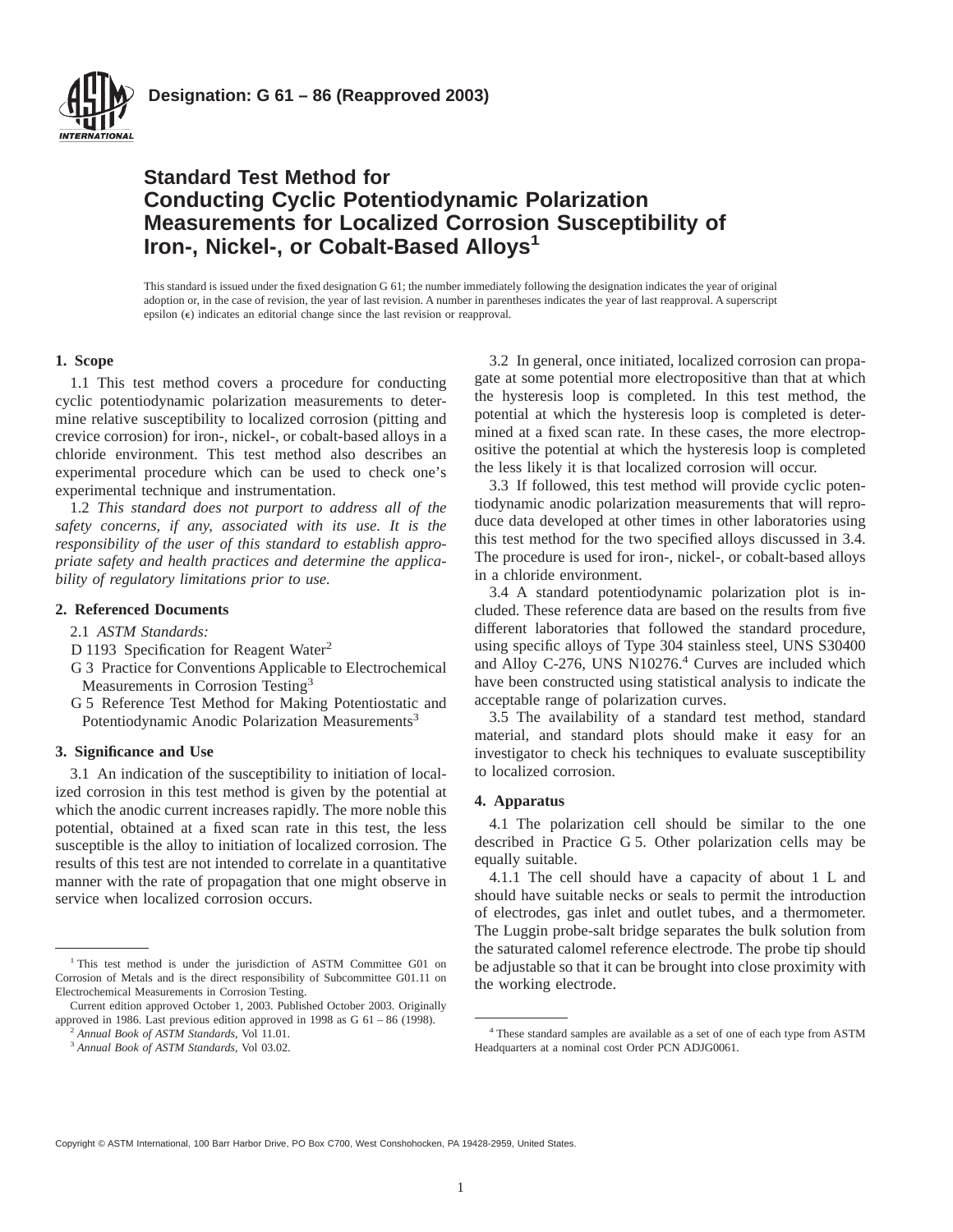Designation: G 61 – 86 (Reapproved 2003)

# Standard Test Method for Conducting Cyclic Potentiodynamic Polarization Measurements for Localized Corrosion Susceptibility of Iron-, Nickel-, or Cobalt-Based Alloys[1]

This standard is issued under the fixed designation G 61; the number immediately following the designation indicates the year of original adoption or, in the case of revision, the year of last revision. A number in parentheses indicates the year of last reapproval. A superscript epsilon (ε) indicates an editorial change since the last revision or reapproval.

## 1. Scope

1.1 This test method covers a procedure for conducting cyclic potentiodynamic polarization measurements to determine relative susceptibility to localized corrosion (pitting and crevice corrosion) for iron-, nickel-, or cobalt-based alloys in a chloride environment. This test method also describes an experimental procedure which can be used to check one's experimental technique and instrumentation.

1.2 *This standard does not purport to address all of the safety concerns, if any, associated with its use. It is the responsibility of the user of this standard to establish appropriate safety and health practices and determine the applicability of regulatory limitations prior to use.*

## 2. Referenced Documents

2.1 *ASTM Standards:*

D 1193 Specification for Reagent Water[2]

G 3 Practice for Conventions Applicable to Electrochemical Measurements in Corrosion Testing[3]

G 5 Reference Test Method for Making Potentiostatic and Potentiodynamic Anodic Polarization Measurements[3]

## 3. Significance and Use

3.1 An indication of the susceptibility to initiation of localized corrosion in this test method is given by the potential at which the anodic current increases rapidly. The more noble this potential, obtained at a fixed scan rate in this test, the less susceptible is the alloy to initiation of localized corrosion. The results of this test are not intended to correlate in a quantitative manner with the rate of propagation that one might observe in service when localized corrosion occurs.

3.2 In general, once initiated, localized corrosion can propagate at some potential more electropositive than that at which the hysteresis loop is completed. In this test method, the potential at which the hysteresis loop is completed is determined at a fixed scan rate. In these cases, the more electropositive the potential at which the hysteresis loop is completed the less likely it is that localized corrosion will occur.

3.3 If followed, this test method will provide cyclic potentiodynamic anodic polarization measurements that will reproduce data developed at other times in other laboratories using this test method for the two specified alloys discussed in 3.4. The procedure is used for iron-, nickel-, or cobalt-based alloys in a chloride environment.

3.4 A standard potentiodynamic polarization plot is included. These reference data are based on the results from five different laboratories that followed the standard procedure, using specific alloys of Type 304 stainless steel, UNS S30400 and Alloy C-276, UNS N10276.[4] Curves are included which have been constructed using statistical analysis to indicate the acceptable range of polarization curves.

3.5 The availability of a standard test method, standard material, and standard plots should make it easy for an investigator to check his techniques to evaluate susceptibility to localized corrosion.

## 4. Apparatus

4.1 The polarization cell should be similar to the one described in Practice G 5. Other polarization cells may be equally suitable.

4.1.1 The cell should have a capacity of about 1 L and should have suitable necks or seals to permit the introduction of electrodes, gas inlet and outlet tubes, and a thermometer. The Luggin probe-salt bridge separates the bulk solution from the saturated calomel reference electrode. The probe tip should be adjustable so that it can be brought into close proximity with the working electrode.

[1] This test method is under the jurisdiction of ASTM Committee G01 on Corrosion of Metals and is the direct responsibility of Subcommittee G01.11 on Electrochemical Measurements in Corrosion Testing.

Current edition approved October 1, 2003. Published October 2003. Originally approved in 1986. Last previous edition approved in 1998 as G 61 – 86 (1998).

[2] *Annual Book of ASTM Standards*, Vol 11.01.

[3] *Annual Book of ASTM Standards*, Vol 03.02.

[4] These standard samples are available as a set of one of each type from ASTM Headquarters at a nominal cost Order PCN ADJG0061.

Copyright © ASTM International, 100 Barr Harbor Drive, PO Box C700, West Conshohocken, PA 19428-2959, United States.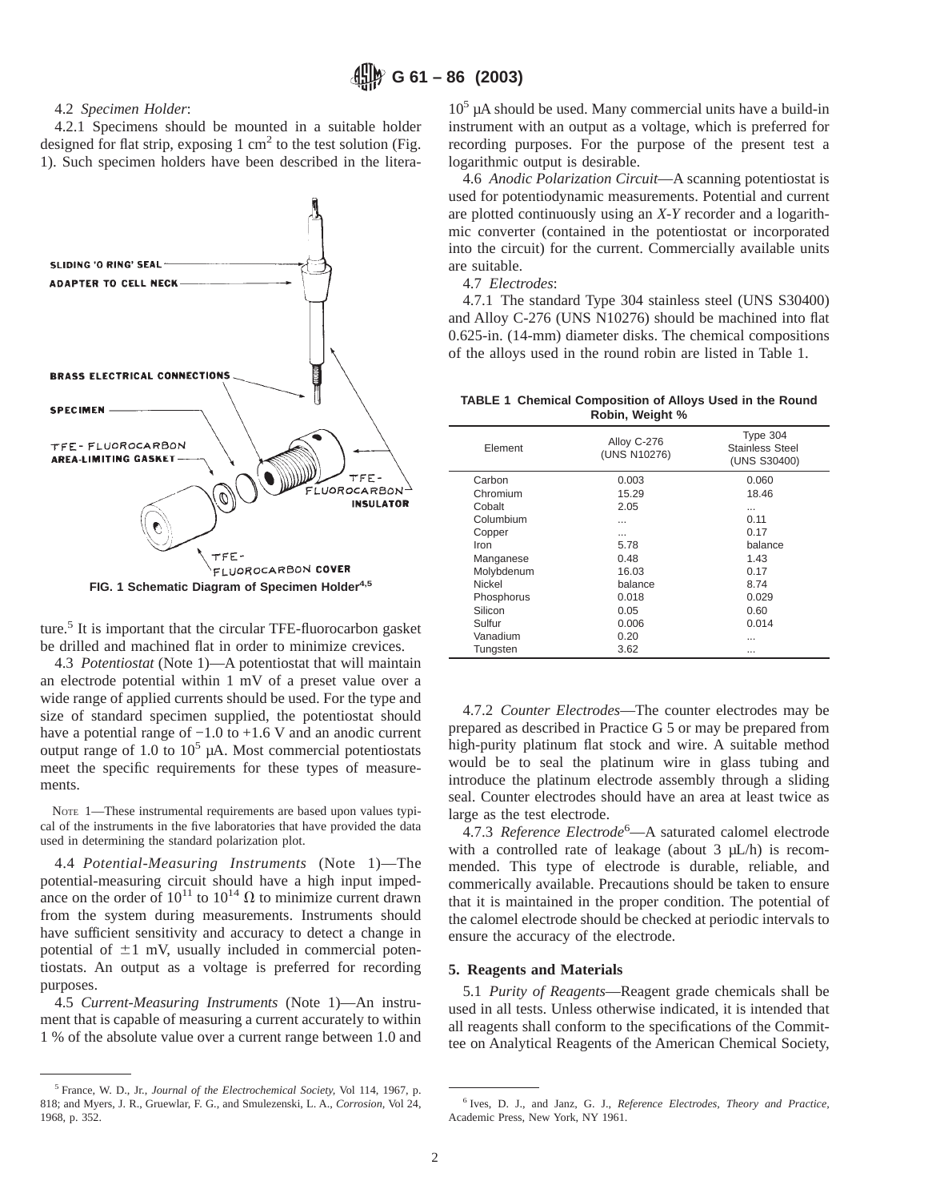4.2 *Specimen Holder*:

4.2.1 Specimens should be mounted in a suitable holder designed for flat strip, exposing 1 $cm^2$ to the test solution (Fig. 1). Such specimen holders have been described in the literature.[5] It is important that the circular TFE-fluorocarbon gasket be drilled and machined flat in order to minimize crevices.

FIG. 1 Schematic Diagram of Specimen Holder[4,5]

4.3 *Potentiostat* (Note 1)—A potentiostat that will maintain an electrode potential within 1 mV of a preset value over a wide range of applied currents should be used. For the type and size of standard specimen supplied, the potentiostat should have a potential range of −1.0 to +1.6 V and an anodic current output range of 1.0 to $10^5$ μA. Most commercial potentiostats meet the specific requirements for these types of measurements.

NOTE 1—These instrumental requirements are based upon values typical of the instruments in the five laboratories that have provided the data used in determining the standard polarization plot.

4.4 *Potential-Measuring Instruments* (Note 1)—The potential-measuring circuit should have a high input impedance on the order of $10^{11}$ to $10^{14}$ Ω to minimize current drawn from the system during measurements. Instruments should have sufficient sensitivity and accuracy to detect a change in potential of ±1 mV, usually included in commercial potentiostats. An output as a voltage is preferred for recording purposes.

4.5 *Current-Measuring Instruments* (Note 1)—An instrument that is capable of measuring a current accurately to within 1 % of the absolute value over a current range between 1.0 and $10^5$ μA should be used. Many commercial units have a build-in instrument with an output as a voltage, which is preferred for recording purposes. For the purpose of the present test a logarithmic output is desirable.

4.6 *Anodic Polarization Circuit*—A scanning potentiostat is used for potentiodynamic measurements. Potential and current are plotted continuously using an *X-Y* recorder and a logarithmic converter (contained in the potentiostat or incorporated into the circuit) for the current. Commercially available units are suitable.

4.7 *Electrodes*:

4.7.1 The standard Type 304 stainless steel (UNS S30400) and Alloy C-276 (UNS N10276) should be machined into flat 0.625-in. (14-mm) diameter disks. The chemical compositions of the alloys used in the round robin are listed in Table 1.

**TABLE 1 Chemical Composition of Alloys Used in the Round Robin, Weight %**

| Element | Alloy C-276 (UNS N10276) | Type 304 Stainless Steel (UNS S30400) |
|---|---|---|
| Carbon | 0.003 | 0.060 |
| Chromium | 15.29 | 18.46 |
| Cobalt | 2.05 | ... |
| Columbium | ... | 0.11 |
| Copper | ... | 0.17 |
| Iron | 5.78 | balance |
| Manganese | 0.48 | 1.43 |
| Molybdenum | 16.03 | 0.17 |
| Nickel | balance | 8.74 |
| Phosphorus | 0.018 | 0.029 |
| Silicon | 0.05 | 0.60 |
| Sulfur | 0.006 | 0.014 |
| Vanadium | 0.20 | ... |
| Tungsten | 3.62 | ... |

4.7.2 *Counter Electrodes*—The counter electrodes may be prepared as described in Practice G 5 or may be prepared from high-purity platinum flat stock and wire. A suitable method would be to seal the platinum wire in glass tubing and introduce the platinum electrode assembly through a sliding seal. Counter electrodes should have an area at least twice as large as the test electrode.

4.7.3 *Reference Electrode*[6]—A saturated calomel electrode with a controlled rate of leakage (about 3 μL/h) is recommended. This type of electrode is durable, reliable, and commerically available. Precautions should be taken to ensure that it is maintained in the proper condition. The potential of the calomel electrode should be checked at periodic intervals to ensure the accuracy of the electrode.

## 5. Reagents and Materials

5.1 *Purity of Reagents*—Reagent grade chemicals shall be used in all tests. Unless otherwise indicated, it is intended that all reagents shall conform to the specifications of the Committee on Analytical Reagents of the American Chemical Society,

---

[5] France, W. D., Jr., *Journal of the Electrochemical Society,* Vol 114, 1967, p. 818; and Myers, J. R., Gruewlar, F. G., and Smulezenski, L. A., *Corrosion,* Vol 24, 1968, p. 352.

[6] Ives, D. J., and Janz, G. J., *Reference Electrodes, Theory and Practice,* Academic Press, New York, NY 1961.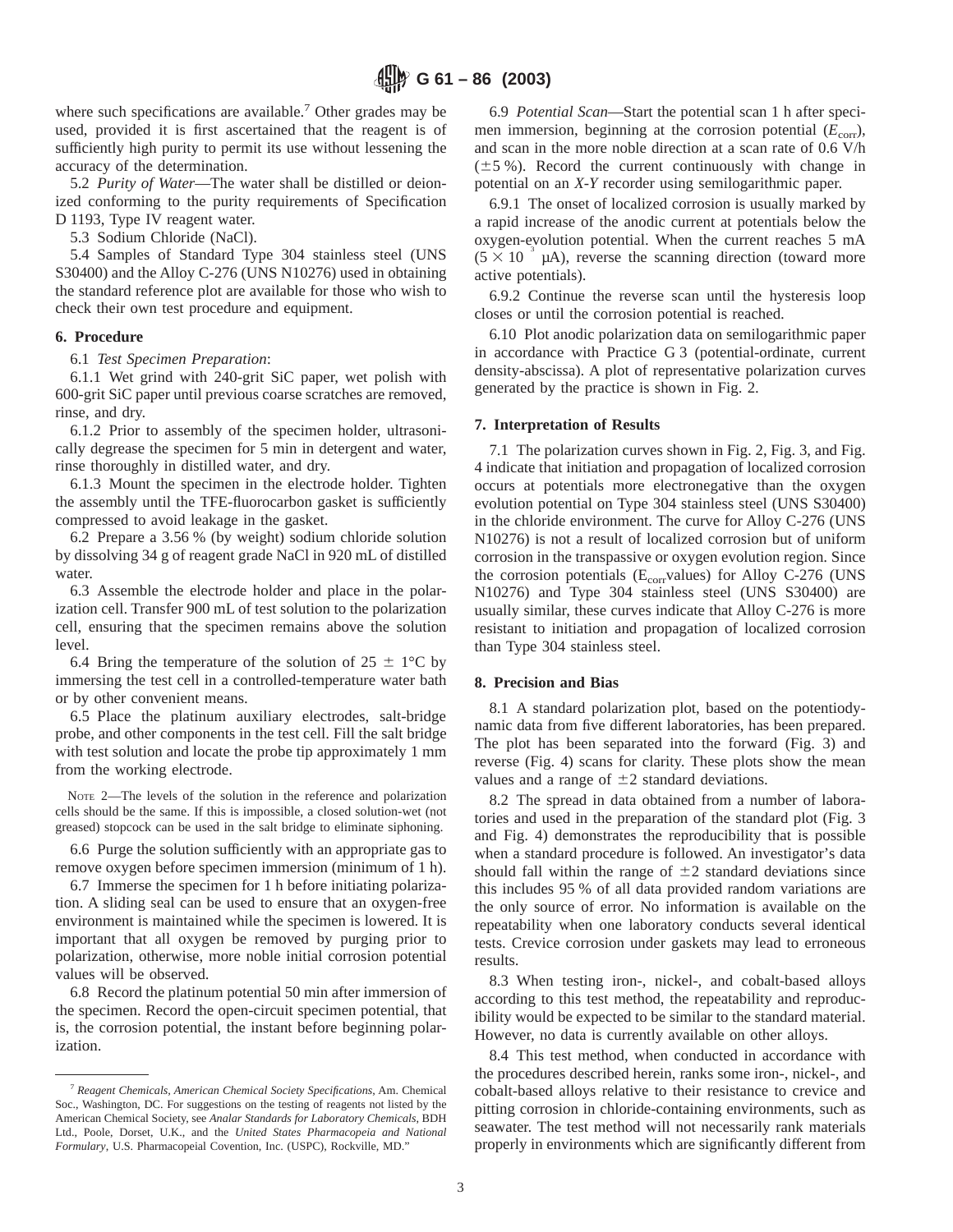where such specifications are available.[7] Other grades may be used, provided it is first ascertained that the reagent is of sufficiently high purity to permit its use without lessening the accuracy of the determination.

5.2 *Purity of Water*—The water shall be distilled or deionized conforming to the purity requirements of Specification D 1193, Type IV reagent water.

5.3 Sodium Chloride (NaCl).

5.4 Samples of Standard Type 304 stainless steel (UNS S30400) and the Alloy C-276 (UNS N10276) used in obtaining the standard reference plot are available for those who wish to check their own test procedure and equipment.

## 6. Procedure

6.1 *Test Specimen Preparation*:

6.1.1 Wet grind with 240-grit SiC paper, wet polish with 600-grit SiC paper until previous coarse scratches are removed, rinse, and dry.

6.1.2 Prior to assembly of the specimen holder, ultrasonically degrease the specimen for 5 min in detergent and water, rinse thoroughly in distilled water, and dry.

6.1.3 Mount the specimen in the electrode holder. Tighten the assembly until the TFE-fluorocarbon gasket is sufficiently compressed to avoid leakage in the gasket.

6.2 Prepare a 3.56 % (by weight) sodium chloride solution by dissolving 34 g of reagent grade NaCl in 920 mL of distilled water.

6.3 Assemble the electrode holder and place in the polarization cell. Transfer 900 mL of test solution to the polarization cell, ensuring that the specimen remains above the solution level.

6.4 Bring the temperature of the solution of 25 ± 1°C by immersing the test cell in a controlled-temperature water bath or by other convenient means.

6.5 Place the platinum auxiliary electrodes, salt-bridge probe, and other components in the test cell. Fill the salt bridge with test solution and locate the probe tip approximately 1 mm from the working electrode.

NOTE 2—The levels of the solution in the reference and polarization cells should be the same. If this is impossible, a closed solution-wet (not greased) stopcock can be used in the salt bridge to eliminate siphoning.

6.6 Purge the solution sufficiently with an appropriate gas to remove oxygen before specimen immersion (minimum of 1 h).

6.7 Immerse the specimen for 1 h before initiating polarization. A sliding seal can be used to ensure that an oxygen-free environment is maintained while the specimen is lowered. It is important that all oxygen be removed by purging prior to polarization, otherwise, more noble initial corrosion potential values will be observed.

6.8 Record the platinum potential 50 min after immersion of the specimen. Record the open-circuit specimen potential, that is, the corrosion potential, the instant before beginning polarization.

6.9 *Potential Scan*—Start the potential scan 1 h after specimen immersion, beginning at the corrosion potential ($E_{corr}$), and scan in the more noble direction at a scan rate of 0.6 V/h (±5 %). Record the current continuously with change in potential on an *X-Y* recorder using semilogarithmic paper.

6.9.1 The onset of localized corrosion is usually marked by a rapid increase of the anodic current at potentials below the oxygen-evolution potential. When the current reaches 5 mA ($5 \times 10^{3}$ μA), reverse the scanning direction (toward more active potentials).

6.9.2 Continue the reverse scan until the hysteresis loop closes or until the corrosion potential is reached.

6.10 Plot anodic polarization data on semilogarithmic paper in accordance with Practice G 3 (potential-ordinate, current density-abscissa). A plot of representative polarization curves generated by the practice is shown in Fig. 2.

## 7. Interpretation of Results

7.1 The polarization curves shown in Fig. 2, Fig. 3, and Fig. 4 indicate that initiation and propagation of localized corrosion occurs at potentials more electronegative than the oxygen evolution potential on Type 304 stainless steel (UNS S30400) in the chloride environment. The curve for Alloy C-276 (UNS N10276) is not a result of localized corrosion but of uniform corrosion in the transpassive or oxygen evolution region. Since the corrosion potentials ($E_{corr}$values) for Alloy C-276 (UNS N10276) and Type 304 stainless steel (UNS S30400) are usually similar, these curves indicate that Alloy C-276 is more resistant to initiation and propagation of localized corrosion than Type 304 stainless steel.

## 8. Precision and Bias

8.1 A standard polarization plot, based on the potentiodynamic data from five different laboratories, has been prepared. The plot has been separated into the forward (Fig. 3) and reverse (Fig. 4) scans for clarity. These plots show the mean values and a range of ±2 standard deviations.

8.2 The spread in data obtained from a number of laboratories and used in the preparation of the standard plot (Fig. 3 and Fig. 4) demonstrates the reproducibility that is possible when a standard procedure is followed. An investigator's data should fall within the range of ±2 standard deviations since this includes 95 % of all data provided random variations are the only source of error. No information is available on the repeatability when one laboratory conducts several identical tests. Crevice corrosion under gaskets may lead to erroneous results.

8.3 When testing iron-, nickel-, and cobalt-based alloys according to this test method, the repeatability and reproducibility would be expected to be similar to the standard material. However, no data is currently available on other alloys.

8.4 This test method, when conducted in accordance with the procedures described herein, ranks some iron-, nickel-, and cobalt-based alloys relative to their resistance to crevice and pitting corrosion in chloride-containing environments, such as seawater. The test method will not necessarily rank materials properly in environments which are significantly different from

[7] *Reagent Chemicals, American Chemical Society Specifications*, Am. Chemical Soc., Washington, DC. For suggestions on the testing of reagents not listed by the American Chemical Society, see *Analar Standards for Laboratory Chemicals*, BDH Ltd., Poole, Dorset, U.K., and the *United States Pharmacopeia and National Formulary*, U.S. Pharmacopeial Covention, Inc. (USPC), Rockville, MD."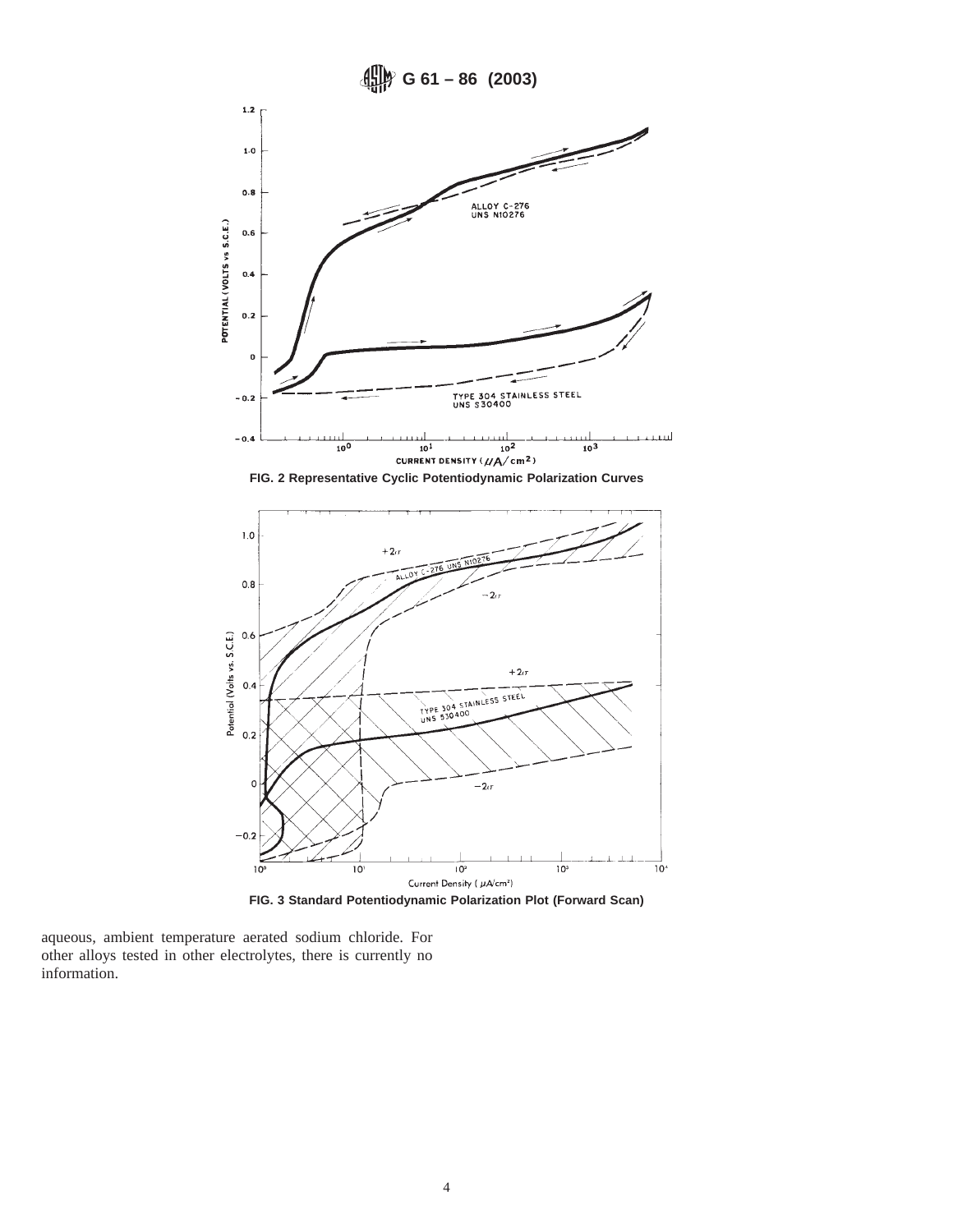FIG. 2 Representative Cyclic Potentiodynamic Polarization Curves

FIG. 3 Standard Potentiodynamic Polarization Plot (Forward Scan)

aqueous, ambient temperature aerated sodium chloride. For other alloys tested in other electrolytes, there is currently no information.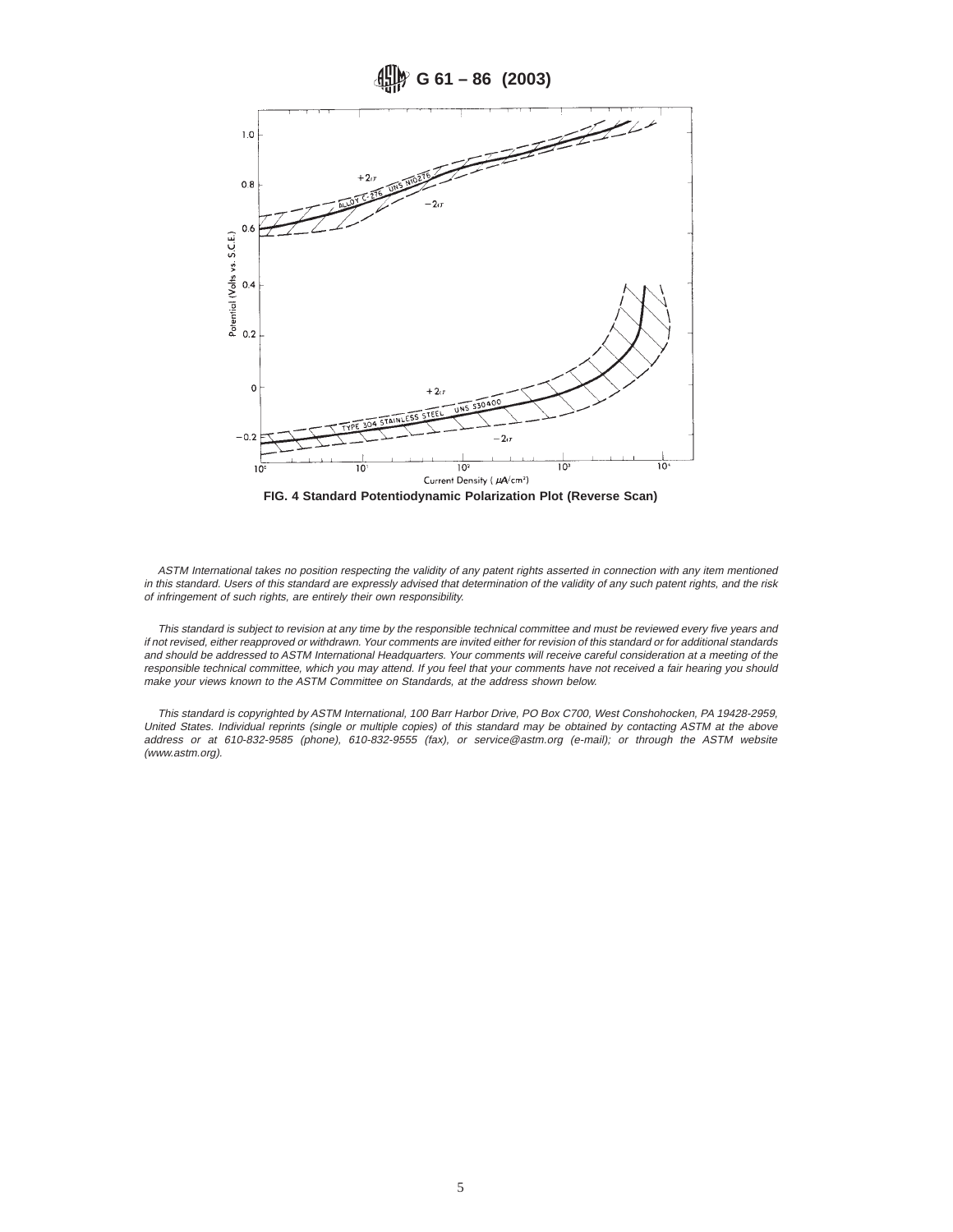1.0

0.8

0.6

0.4

0.2

0

−0.2

Potential (Volts vs. S.C.E.)

+2σ

ALLOY C-276 UNS N10276

−2σ

+2σ

TYPE 304 STAINLESS STEEL UNS S30400

−2σ

$10^0$ $10^1$ $10^2$ $10^3$ $10^4$

Current Density ( $\mu A/cm^2$)

**FIG. 4 Standard Potentiodynamic Polarization Plot (Reverse Scan)**

*ASTM International takes no position respecting the validity of any patent rights asserted in connection with any item mentioned in this standard. Users of this standard are expressly advised that determination of the validity of any such patent rights, and the risk of infringement of such rights, are entirely their own responsibility.*

*This standard is subject to revision at any time by the responsible technical committee and must be reviewed every five years and if not revised, either reapproved or withdrawn. Your comments are invited either for revision of this standard or for additional standards and should be addressed to ASTM International Headquarters. Your comments will receive careful consideration at a meeting of the responsible technical committee, which you may attend. If you feel that your comments have not received a fair hearing you should make your views known to the ASTM Committee on Standards, at the address shown below.*

*This standard is copyrighted by ASTM International, 100 Barr Harbor Drive, PO Box C700, West Conshohocken, PA 19428-2959, United States. Individual reprints (single or multiple copies) of this standard may be obtained by contacting ASTM at the above address or at 610-832-9585 (phone), 610-832-9555 (fax), or service@astm.org (e-mail); or through the ASTM website (www.astm.org).*